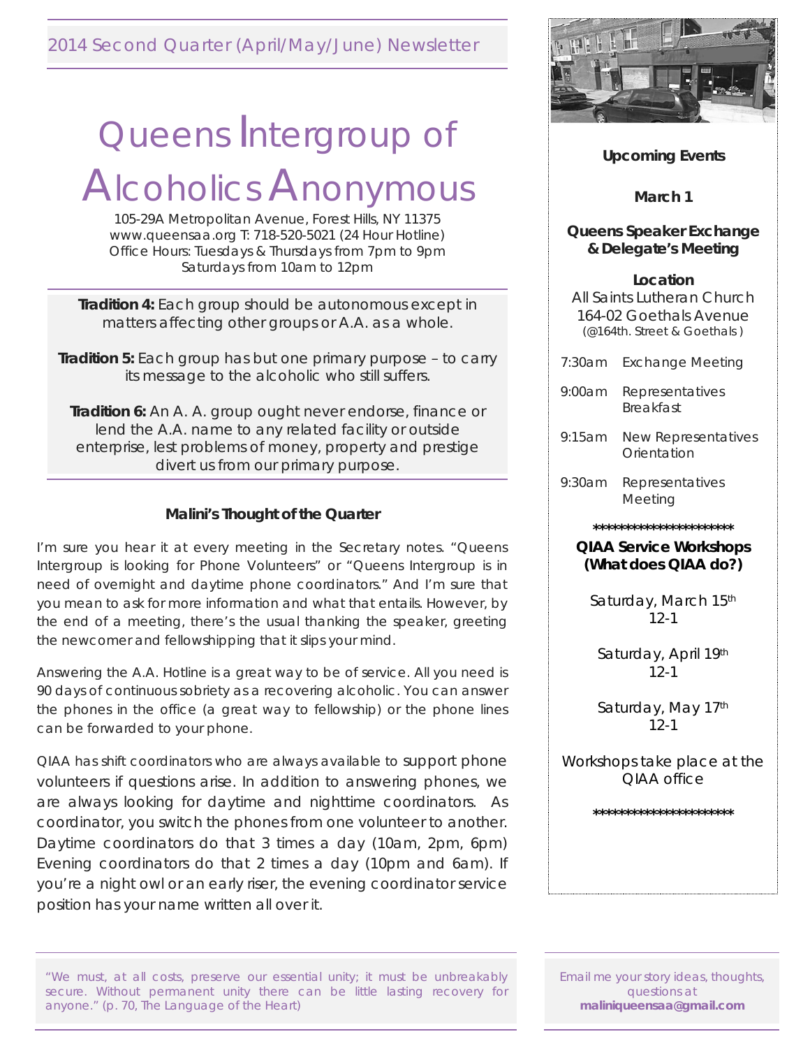2014 Second Quarter (April/May/June) Newsletter

# Queens Intergroup of Alcoholics Anonymous

105-29A Metropolitan Avenue, Forest Hills, NY 11375
www.queensaa.org T: 718-520-5021 (24 Hour Hotline)
Office Hours: Tuesdays & Thursdays from 7pm to 9pm
Saturdays from 10am to 12pm

**Tradition 4:** Each group should be autonomous except in matters affecting other groups or A.A. as a whole.

**Tradition 5:** Each group has but one primary purpose – to carry its message to the alcoholic who still suffers.

**Tradition 6:** An A. A. group ought never endorse, finance or lend the A.A. name to any related facility or outside enterprise, lest problems of money, property and prestige divert us from our primary purpose.

### Malini's Thought of the Quarter

I'm sure you hear it at every meeting in the Secretary notes. "Queens Intergroup is looking for Phone Volunteers" or "Queens Intergroup is in need of overnight and daytime phone coordinators." And I'm sure that you mean to ask for more information and what that entails. However, by the end of a meeting, there's the usual thanking the speaker, greeting the newcomer and fellowshipping that it slips your mind.

Answering the A.A. Hotline is a great way to be of service. All you need is 90 days of continuous sobriety as a recovering alcoholic. You can answer the phones in the office (a great way to fellowship) or the phone lines can be forwarded to your phone.

QIAA has shift coordinators who are always available to support phone volunteers if questions arise. In addition to answering phones, we are always looking for daytime and nighttime coordinators. As coordinator, you switch the phones from one volunteer to another. Daytime coordinators do that 3 times a day (10am, 2pm, 6pm) Evening coordinators do that 2 times a day (10pm and 6am). If you're a night owl or an early riser, the evening coordinator service position has your name written all over it.

"We must, at all costs, preserve our essential unity; it must be unbreakably secure. Without permanent unity there can be little lasting recovery for anyone." (p. 70, The Language of the Heart)

### Upcoming Events

**March 1**

**Queens Speaker Exchange & Delegate's Meeting**

**Location**
All Saints Lutheran Church
164-02 Goethals Avenue
(@164th. Street & Goethals)

| | |
|---|---|
| 7:30am | Exchange Meeting |
| 9:00am | Representatives Breakfast |
| 9:15am | New Representatives Orientation |
| 9:30am | Representatives Meeting |

**********************

**QIAA Service Workshops (What does QIAA do?)**

Saturday, March 15th
12-1

Saturday, April 19th
12-1

Saturday, May 17th
12-1

Workshops take place at the QIAA office

**********************

Email me your story ideas, thoughts, questions at **maliniqueensaa@gmail.com**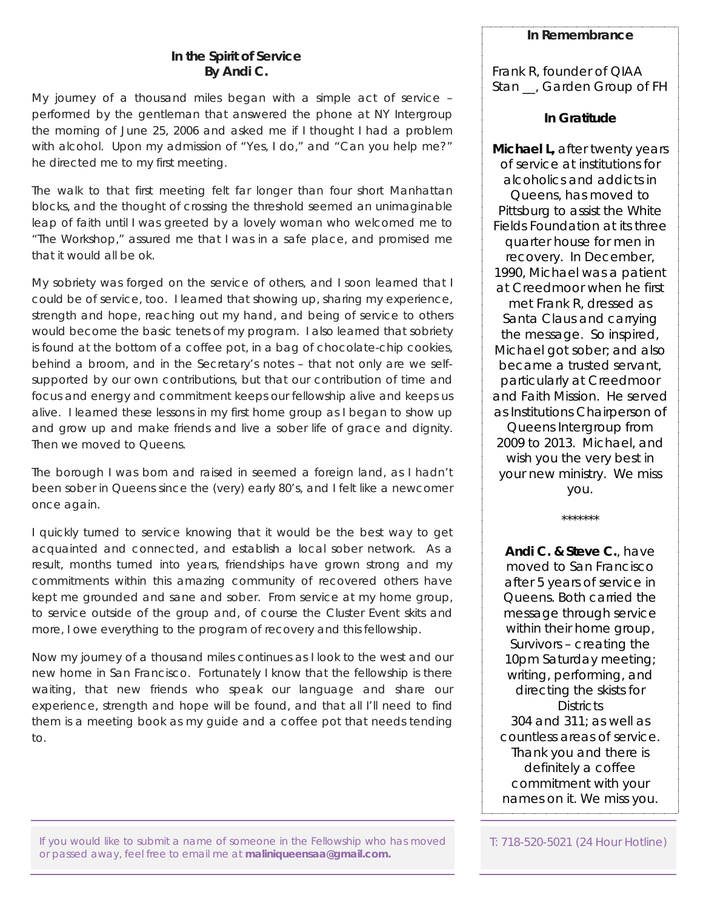## In the Spirit of Service
**By Andi C.**

My journey of a thousand miles began with a simple act of service – performed by the gentleman that answered the phone at NY Intergroup the morning of June 25, 2006 and asked me if I thought I had a problem with alcohol. Upon my admission of "Yes, I do," and "Can you help me?" he directed me to my first meeting.

The walk to that first meeting felt far longer than four short Manhattan blocks, and the thought of crossing the threshold seemed an unimaginable leap of faith until I was greeted by a lovely woman who welcomed me to "The Workshop," assured me that I was in a safe place, and promised me that it would all be ok.

My sobriety was forged on the service of others, and I soon learned that I could be of service, too. I learned that showing up, sharing my experience, strength and hope, reaching out my hand, and being of service to others would become the basic tenets of my program. I also learned that sobriety is found at the bottom of a coffee pot, in a bag of chocolate-chip cookies, behind a broom, and in the Secretary's notes – that not only are we self-supported by our own contributions, but that our contribution of time and focus and energy and commitment keeps our fellowship alive and keeps us alive. I learned these lessons in my first home group as I began to show up and grow up and make friends and live a sober life of grace and dignity. Then we moved to Queens.

The borough I was born and raised in seemed a foreign land, as I hadn't been sober in Queens since the (very) early 80's, and I felt like a newcomer once again.

I quickly turned to service knowing that it would be the best way to get acquainted and connected, and establish a local sober network. As a result, months turned into years, friendships have grown strong and my commitments within this amazing community of recovered others have kept me grounded and sane and sober. From service at my home group, to service outside of the group and, of course the Cluster Event skits and more, I owe everything to the program of recovery and this fellowship.

Now my journey of a thousand miles continues as I look to the west and our new home in San Francisco. Fortunately I know that the fellowship is there waiting, that new friends who speak our language and share our experience, strength and hope will be found, and that all I'll need to find them is a meeting book as my guide and a coffee pot that needs tending to.

If you would like to submit a name of someone in the Fellowship who has moved or passed away, feel free to email me at **maliniqueensaa@gmail.com.**

### In Remembrance

Frank R, founder of QIAA
Stan __, Garden Group of FH

### In Gratitude

**Michael L,** after twenty years of service at institutions for alcoholics and addicts in Queens, has moved to Pittsburg to assist the White Fields Foundation at its three quarter house for men in recovery. In December, 1990, Michael was a patient at Creedmoor when he first met Frank R, dressed as Santa Claus and carrying the message. So inspired, Michael got sober; and also became a trusted servant, particularly at Creedmoor and Faith Mission. He served as Institutions Chairperson of Queens Intergroup from 2009 to 2013. Michael, and wish you the very best in your new ministry. We miss you.

*******

**Andi C. & Steve C.**, have moved to San Francisco after 5 years of service in Queens. Both carried the message through service within their home group, Survivors – creating the 10pm Saturday meeting; writing, performing, and directing the skists for Districts 304 and 311; as well as countless areas of service. Thank you and there is definitely a coffee commitment with your names on it. We miss you.

T: 718-520-5021 (24 Hour Hotline)